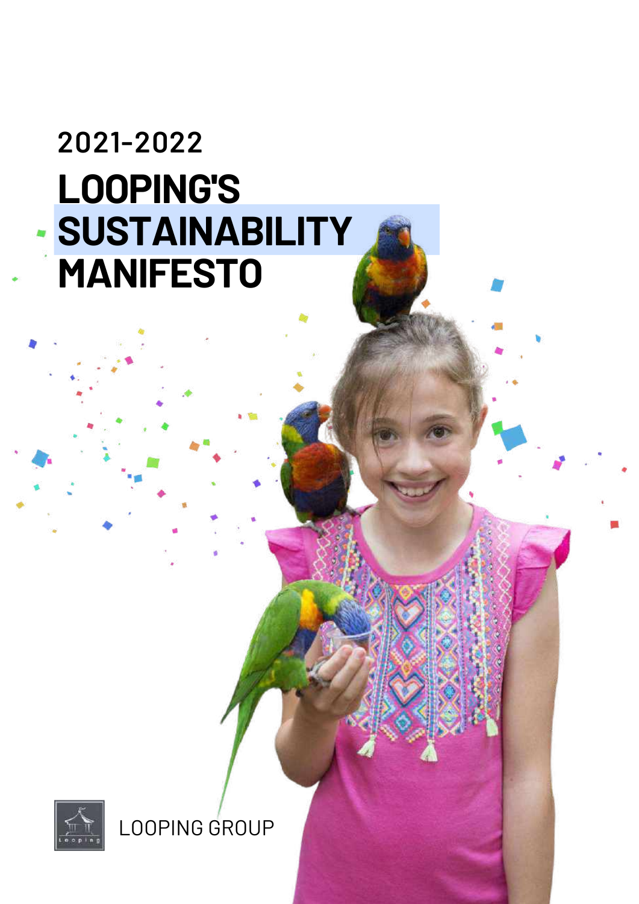2021-2022

# LOOPING'S SUSTAINABILITY MANIFESTO

LOOPING GROUP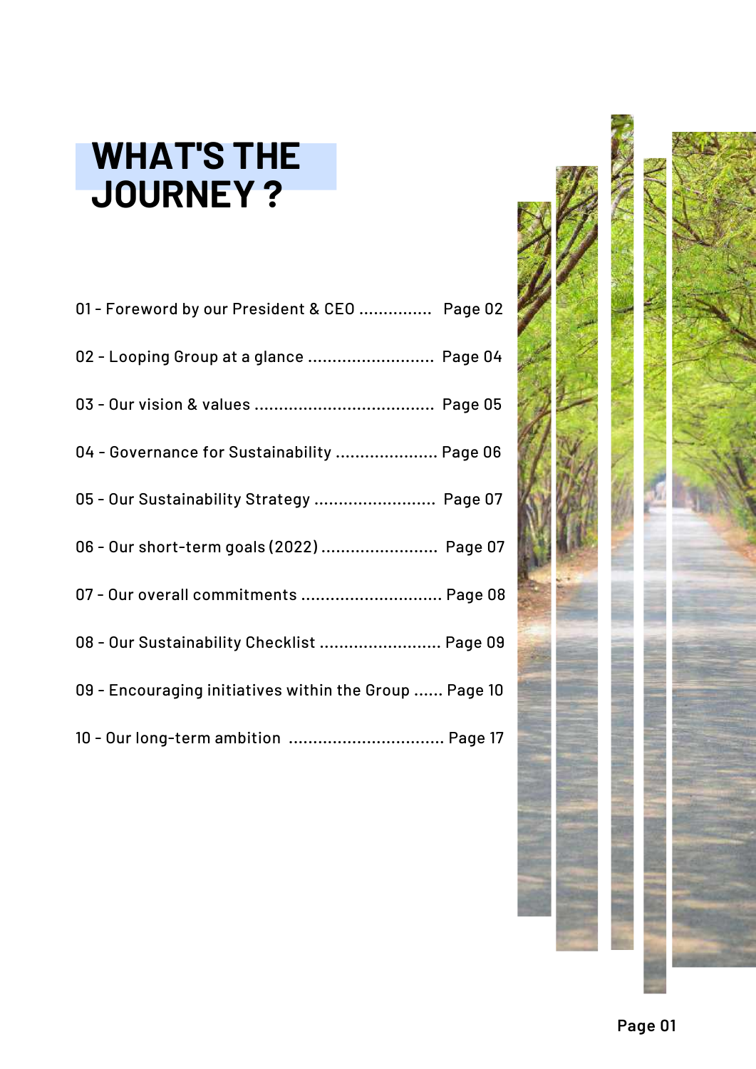# WHAT'S THE JOURNEY ?

01 - Foreword by our President & CEO ............... Page 02

02 - Looping Group at a glance .......................... Page 04

03 - Our vision & values ..................................... Page 05

04 - Governance for Sustainability ..................... Page 06

05 - Our Sustainability Strategy ......................... Page 07

06 - Our short-term goals (2022) ........................ Page 07

07 - Our overall commitments ............................. Page 08

08 - Our Sustainability Checklist ......................... Page 09

09 - Encouraging initiatives within the Group ...... Page 10

10 - Our long-term ambition ................................ Page 17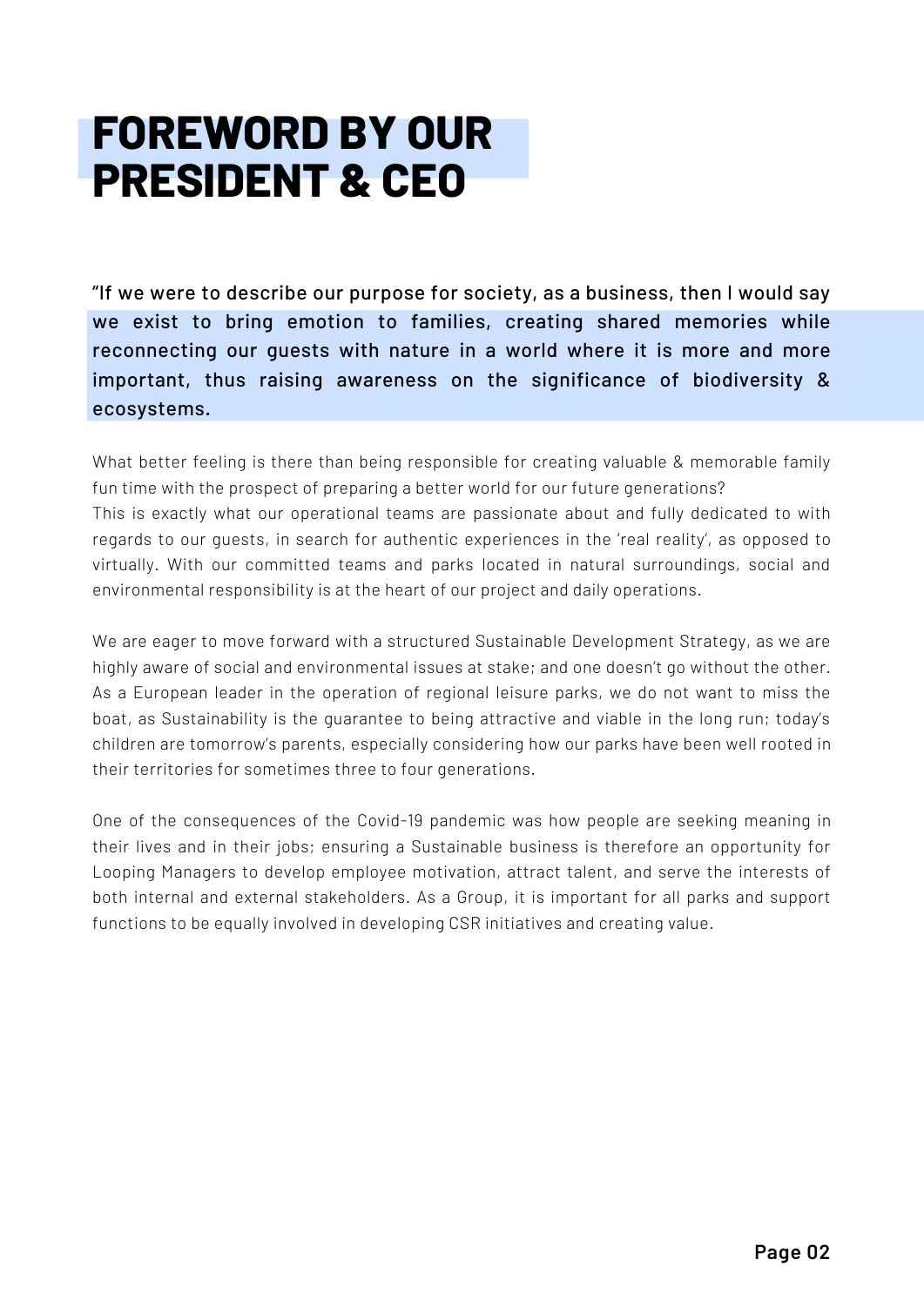# FOREWORD BY OUR PRESIDENT & CEO

**“If we were to describe our purpose for society, as a business, then I would say we exist to bring emotion to families, creating shared memories while reconnecting our guests with nature in a world where it is more and more important, thus raising awareness on the significance of biodiversity & ecosystems.**

What better feeling is there than being responsible for creating valuable & memorable family fun time with the prospect of preparing a better world for our future generations?
This is exactly what our operational teams are passionate about and fully dedicated to with regards to our guests, in search for authentic experiences in the ‘real reality’, as opposed to virtually. With our committed teams and parks located in natural surroundings, social and environmental responsibility is at the heart of our project and daily operations.

We are eager to move forward with a structured Sustainable Development Strategy, as we are highly aware of social and environmental issues at stake; and one doesn’t go without the other. As a European leader in the operation of regional leisure parks, we do not want to miss the boat, as Sustainability is the guarantee to being attractive and viable in the long run; today’s children are tomorrow’s parents, especially considering how our parks have been well rooted in their territories for sometimes three to four generations.

One of the consequences of the Covid-19 pandemic was how people are seeking meaning in their lives and in their jobs; ensuring a Sustainable business is therefore an opportunity for Looping Managers to develop employee motivation, attract talent, and serve the interests of both internal and external stakeholders. As a Group, it is important for all parks and support functions to be equally involved in developing CSR initiatives and creating value.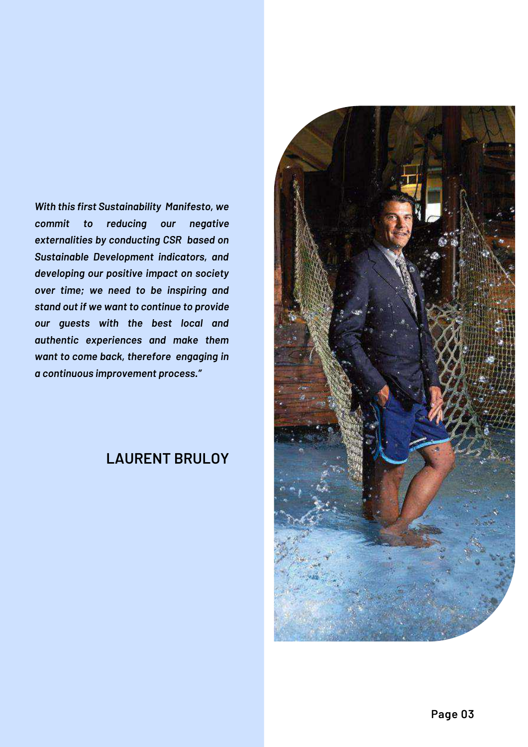*With this first Sustainability Manifesto, we commit to reducing our negative externalities by conducting CSR based on Sustainable Development indicators, and developing our positive impact on society over time; we need to be inspiring and stand out if we want to continue to provide our guests with the best local and authentic experiences and make them want to come back, therefore engaging in a continuous improvement process."*

**LAURENT BRULOY**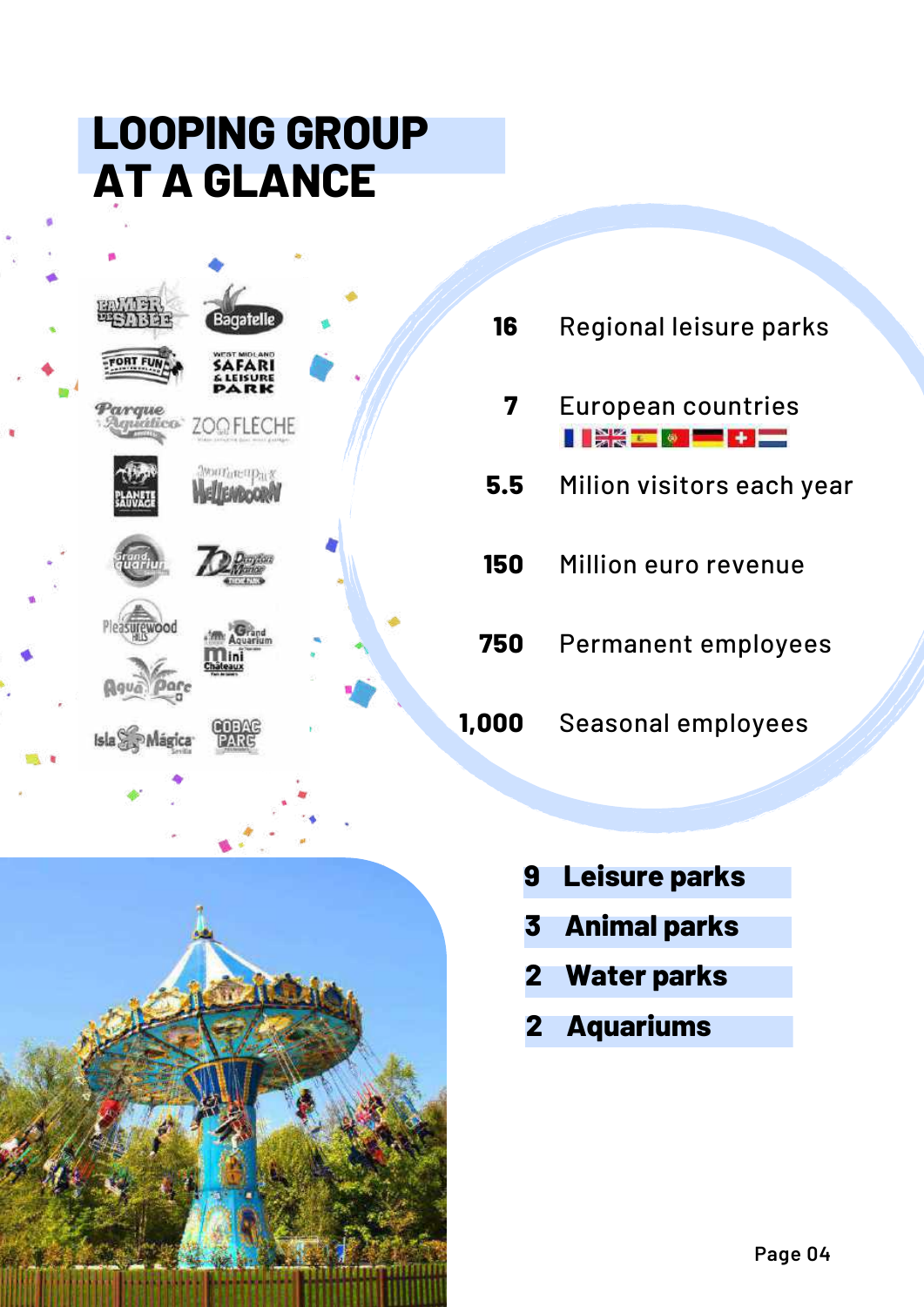# LOOPING GROUP AT A GLANCE

| | |
|---|---|
| **16** | Regional leisure parks |
| **7** | European countries |
| **5.5** | Milion visitors each year |
| **150** | Million euro revenue |
| **750** | Permanent employees |
| **1,000** | Seasonal employees |

- **9 Leisure parks**
- **3 Animal parks**
- **2 Water parks**
- **2 Aquariums**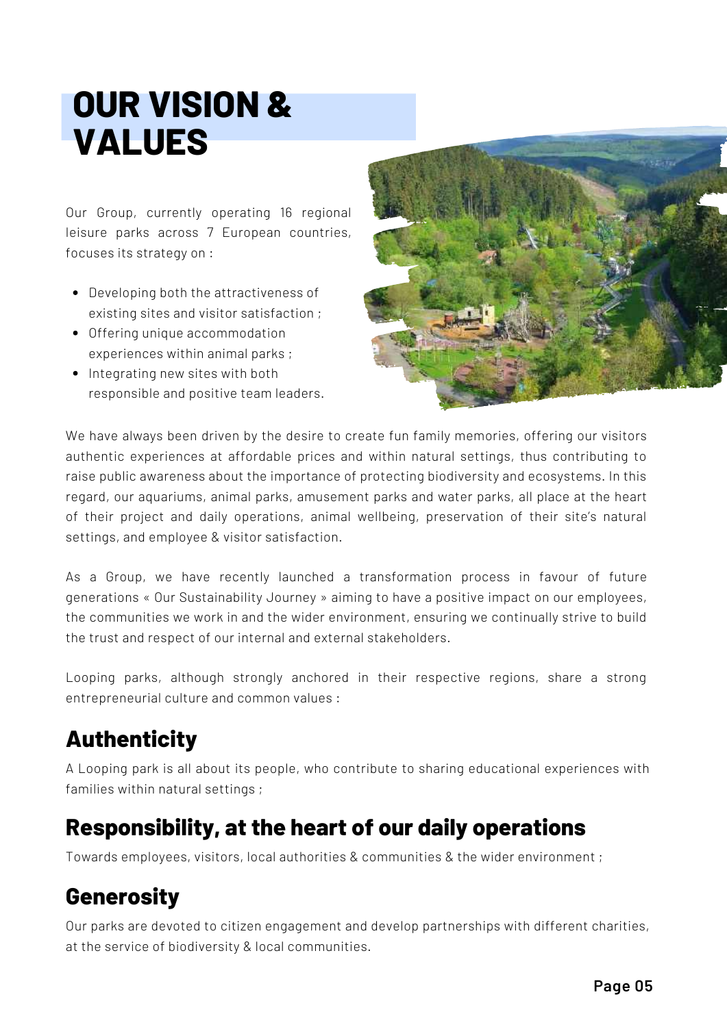# OUR VISION & VALUES

Our Group, currently operating 16 regional leisure parks across 7 European countries, focuses its strategy on :

- Developing both the attractiveness of existing sites and visitor satisfaction ;
- Offering unique accommodation experiences within animal parks ;
- Integrating new sites with both responsible and positive team leaders.

We have always been driven by the desire to create fun family memories, offering our visitors authentic experiences at affordable prices and within natural settings, thus contributing to raise public awareness about the importance of protecting biodiversity and ecosystems. In this regard, our aquariums, animal parks, amusement parks and water parks, all place at the heart of their project and daily operations, animal wellbeing, preservation of their site's natural settings, and employee & visitor satisfaction.

As a Group, we have recently launched a transformation process in favour of future generations « Our Sustainability Journey » aiming to have a positive impact on our employees, the communities we work in and the wider environment, ensuring we continually strive to build the trust and respect of our internal and external stakeholders.

Looping parks, although strongly anchored in their respective regions, share a strong entrepreneurial culture and common values :

## Authenticity

A Looping park is all about its people, who contribute to sharing educational experiences with families within natural settings ;

## Responsibility, at the heart of our daily operations

Towards employees, visitors, local authorities & communities & the wider environment ;

## Generosity

Our parks are devoted to citizen engagement and develop partnerships with different charities, at the service of biodiversity & local communities.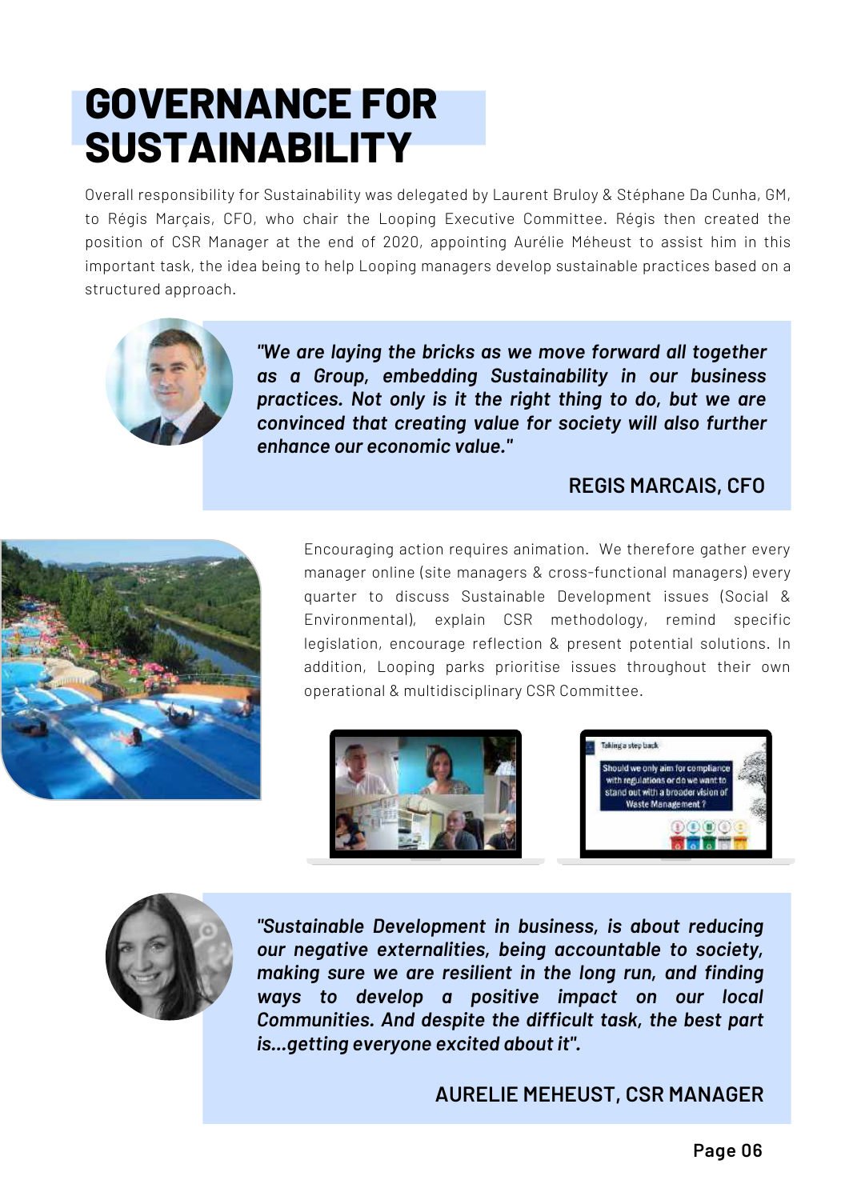# GOVERNANCE FOR SUSTAINABILITY

Overall responsibility for Sustainability was delegated by Laurent Bruloy & Stéphane Da Cunha, GM, to Régis Marçais, CFO, who chair the Looping Executive Committee. Régis then created the position of CSR Manager at the end of 2020, appointing Aurélie Méheust to assist him in this important task, the idea being to help Looping managers develop sustainable practices based on a structured approach.

> ***"We are laying the bricks as we move forward all together as a Group, embedding Sustainability in our business practices. Not only is it the right thing to do, but we are convinced that creating value for society will also further enhance our economic value."***
>
> **REGIS MARCAIS, CFO**

Encouraging action requires animation. We therefore gather every manager online (site managers & cross-functional managers) every quarter to discuss Sustainable Development issues (Social & Environmental), explain CSR methodology, remind specific legislation, encourage reflection & present potential solutions. In addition, Looping parks prioritise issues throughout their own operational & multidisciplinary CSR Committee.

> ***"Sustainable Development in business, is about reducing our negative externalities, being accountable to society, making sure we are resilient in the long run, and finding ways to develop a positive impact on our local Communities. And despite the difficult task, the best part is...getting everyone excited about it".***
>
> **AURELIE MEHEUST, CSR MANAGER**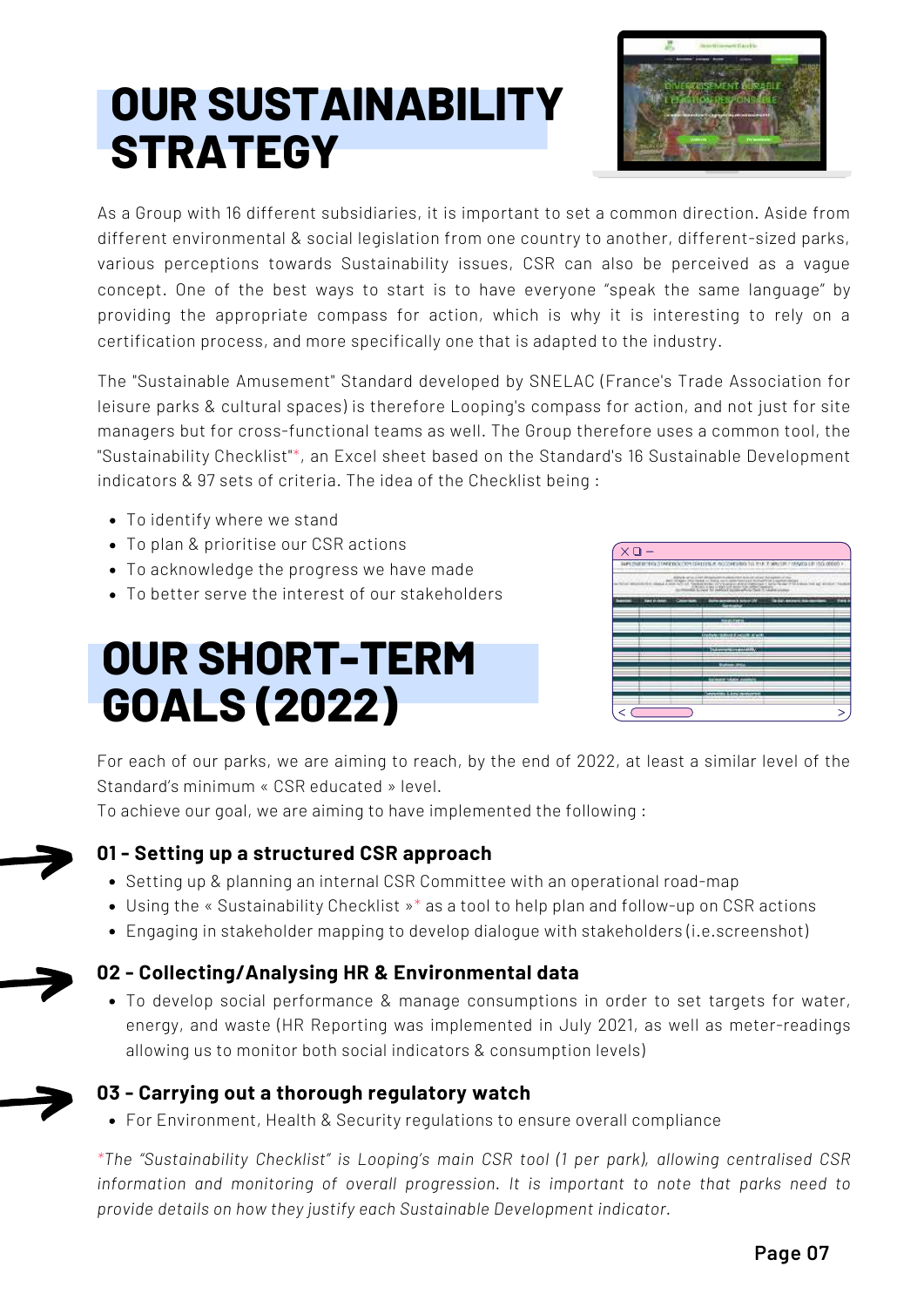# OUR SUSTAINABILITY STRATEGY

As a Group with 16 different subsidiaries, it is important to set a common direction. Aside from different environmental & social legislation from one country to another, different-sized parks, various perceptions towards Sustainability issues, CSR can also be perceived as a vague concept. One of the best ways to start is to have everyone "speak the same language" by providing the appropriate compass for action, which is why it is interesting to rely on a certification process, and more specifically one that is adapted to the industry.

The "Sustainable Amusement" Standard developed by SNELAC (France's Trade Association for leisure parks & cultural spaces) is therefore Looping's compass for action, and not just for site managers but for cross-functional teams as well. The Group therefore uses a common tool, the "Sustainability Checklist"*, an Excel sheet based on the Standard's 16 Sustainable Development indicators & 97 sets of criteria. The idea of the Checklist being :

- To identify where we stand
- To plan & prioritise our CSR actions
- To acknowledge the progress we have made
- To better serve the interest of our stakeholders

# OUR SHORT-TERM GOALS (2022)

For each of our parks, we are aiming to reach, by the end of 2022, at least a similar level of the Standard's minimum « CSR educated » level.
To achieve our goal, we are aiming to have implemented the following :

### 01 - Setting up a structured CSR approach

- Setting up & planning an internal CSR Committee with an operational road-map
- Using the « Sustainability Checklist »* as a tool to help plan and follow-up on CSR actions
- Engaging in stakeholder mapping to develop dialogue with stakeholders (i.e.screenshot)

### 02 - Collecting/Analysing HR & Environmental data

- To develop social performance & manage consumptions in order to set targets for water, energy, and waste (HR Reporting was implemented in July 2021, as well as meter-readings allowing us to monitor both social indicators & consumption levels)

### 03 - Carrying out a thorough regulatory watch

- For Environment, Health & Security regulations to ensure overall compliance

*\*The "Sustainability Checklist" is Looping's main CSR tool (1 per park), allowing centralised CSR information and monitoring of overall progression. It is important to note that parks need to provide details on how they justify each Sustainable Development indicator.*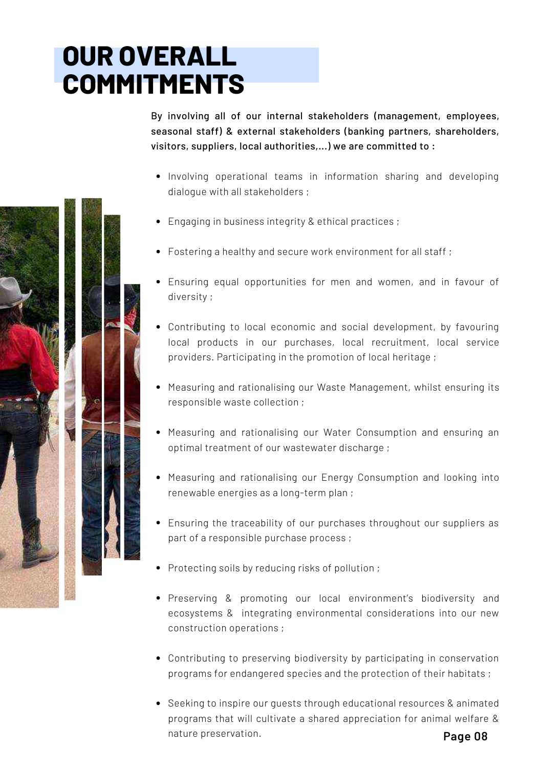# OUR OVERALL COMMITMENTS

**By involving all of our internal stakeholders (management, employees, seasonal staff) & external stakeholders (banking partners, shareholders, visitors, suppliers, local authorities,...) we are committed to :**

- Involving operational teams in information sharing and developing dialogue with all stakeholders ;
- Engaging in business integrity & ethical practices ;
- Fostering a healthy and secure work environment for all staff ;
- Ensuring equal opportunities for men and women, and in favour of diversity ;
- Contributing to local economic and social development, by favouring local products in our purchases, local recruitment, local service providers. Participating in the promotion of local heritage ;
- Measuring and rationalising our Waste Management, whilst ensuring its responsible waste collection ;
- Measuring and rationalising our Water Consumption and ensuring an optimal treatment of our wastewater discharge ;
- Measuring and rationalising our Energy Consumption and looking into renewable energies as a long-term plan ;
- Ensuring the traceability of our purchases throughout our suppliers as part of a responsible purchase process ;
- Protecting soils by reducing risks of pollution ;
- Preserving & promoting our local environment's biodiversity and ecosystems & integrating environmental considerations into our new construction operations ;
- Contributing to preserving biodiversity by participating in conservation programs for endangered species and the protection of their habitats ;
- Seeking to inspire our guests through educational resources & animated programs that will cultivate a shared appreciation for animal welfare & nature preservation.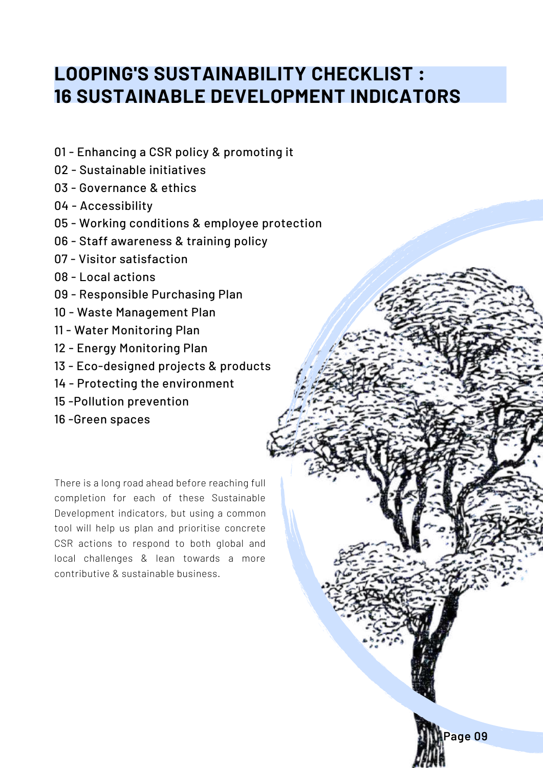# LOOPING'S SUSTAINABILITY CHECKLIST : 16 SUSTAINABLE DEVELOPMENT INDICATORS

01 - Enhancing a CSR policy & promoting it
02 - Sustainable initiatives
03 - Governance & ethics
04 - Accessibility
05 - Working conditions & employee protection
06 - Staff awareness & training policy
07 - Visitor satisfaction
08 - Local actions
09 - Responsible Purchasing Plan
10 - Waste Management Plan
11 - Water Monitoring Plan
12 - Energy Monitoring Plan
13 - Eco-designed projects & products
14 - Protecting the environment
15 -Pollution prevention
16 -Green spaces

There is a long road ahead before reaching full completion for each of these Sustainable Development indicators, but using a common tool will help us plan and prioritise concrete CSR actions to respond to both global and local challenges & lean towards a more contributive & sustainable business.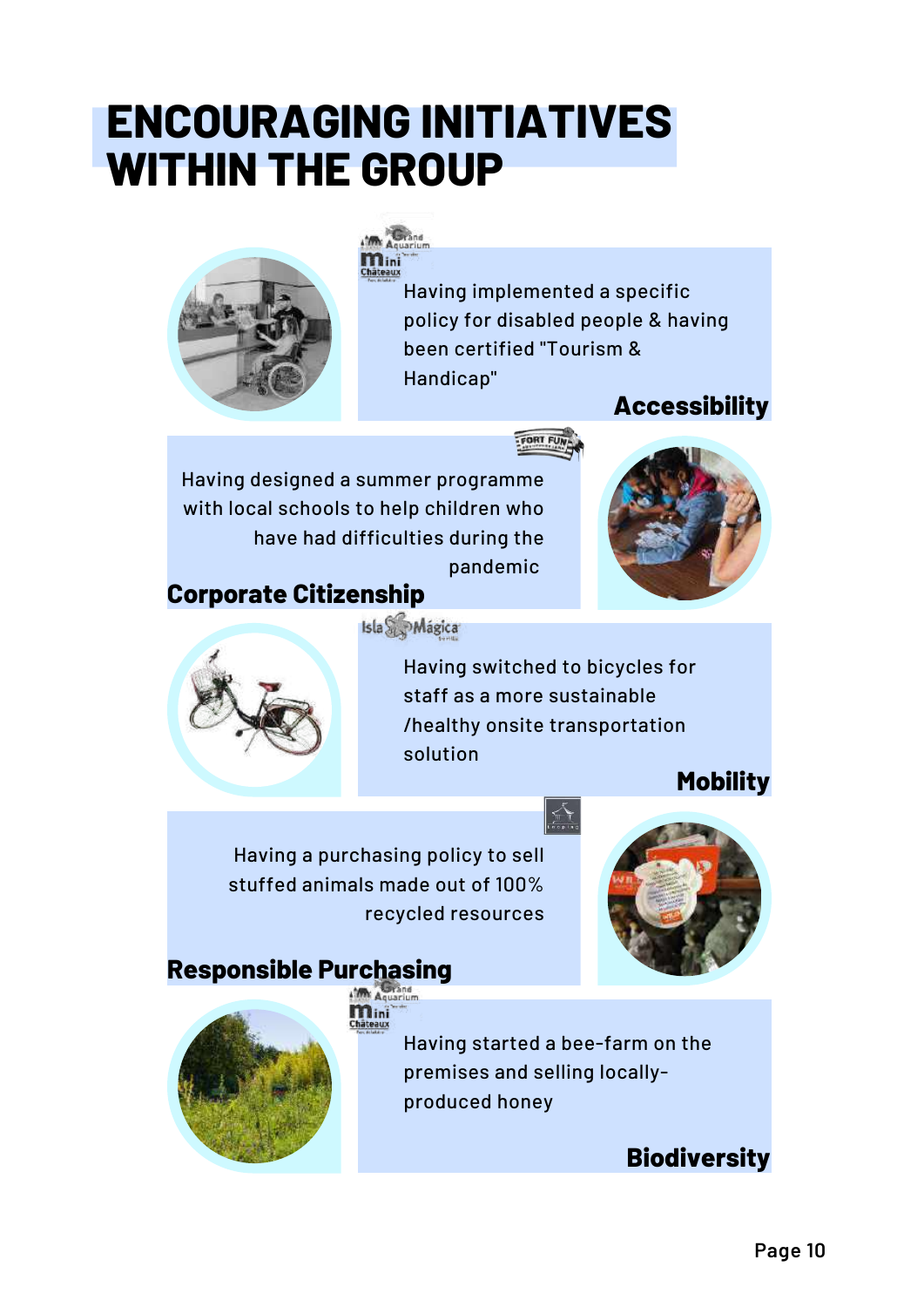# ENCOURAGING INITIATIVES WITHIN THE GROUP

Having implemented a specific policy for disabled people & having been certified "Tourism & Handicap"

**Accessibility**

Having designed a summer programme with local schools to help children who have had difficulties during the pandemic

**Corporate Citizenship**

Having switched to bicycles for staff as a more sustainable /healthy onsite transportation solution

**Mobility**

Having a purchasing policy to sell stuffed animals made out of 100% recycled resources

**Responsible Purchasing**

Having started a bee-farm on the premises and selling locally-produced honey

**Biodiversity**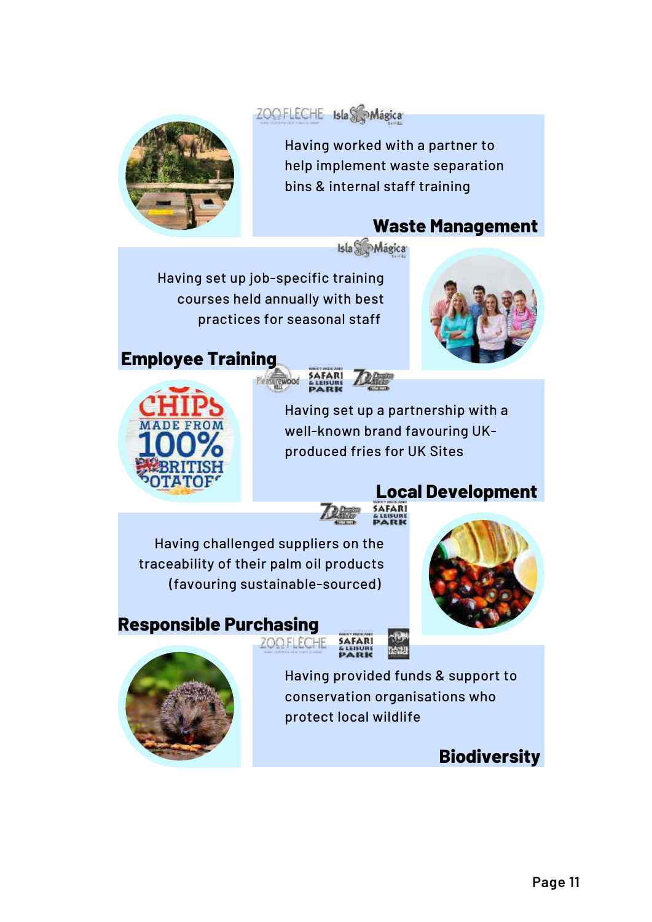## Waste Management

Having worked with a partner to help implement waste separation bins & internal staff training

## Employee Training

Having set up job-specific training courses held annually with best practices for seasonal staff

## Local Development

Having set up a partnership with a well-known brand favouring UK-produced fries for UK Sites

## Responsible Purchasing

Having challenged suppliers on the traceability of their palm oil products (favouring sustainable-sourced)

## Biodiversity

Having provided funds & support to conservation organisations who protect local wildlife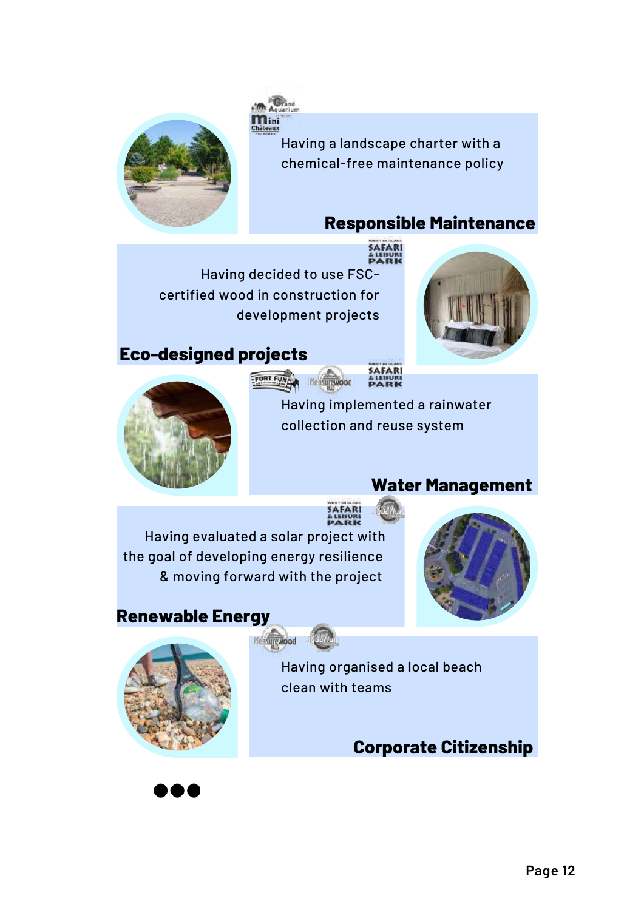Having a landscape charter with a chemical-free maintenance policy

## Responsible Maintenance

Having decided to use FSC-certified wood in construction for development projects

## Eco-designed projects

Having implemented a rainwater collection and reuse system

## Water Management

Having evaluated a solar project with the goal of developing energy resilience & moving forward with the project

## Renewable Energy

Having organised a local beach clean with teams

## Corporate Citizenship

●●●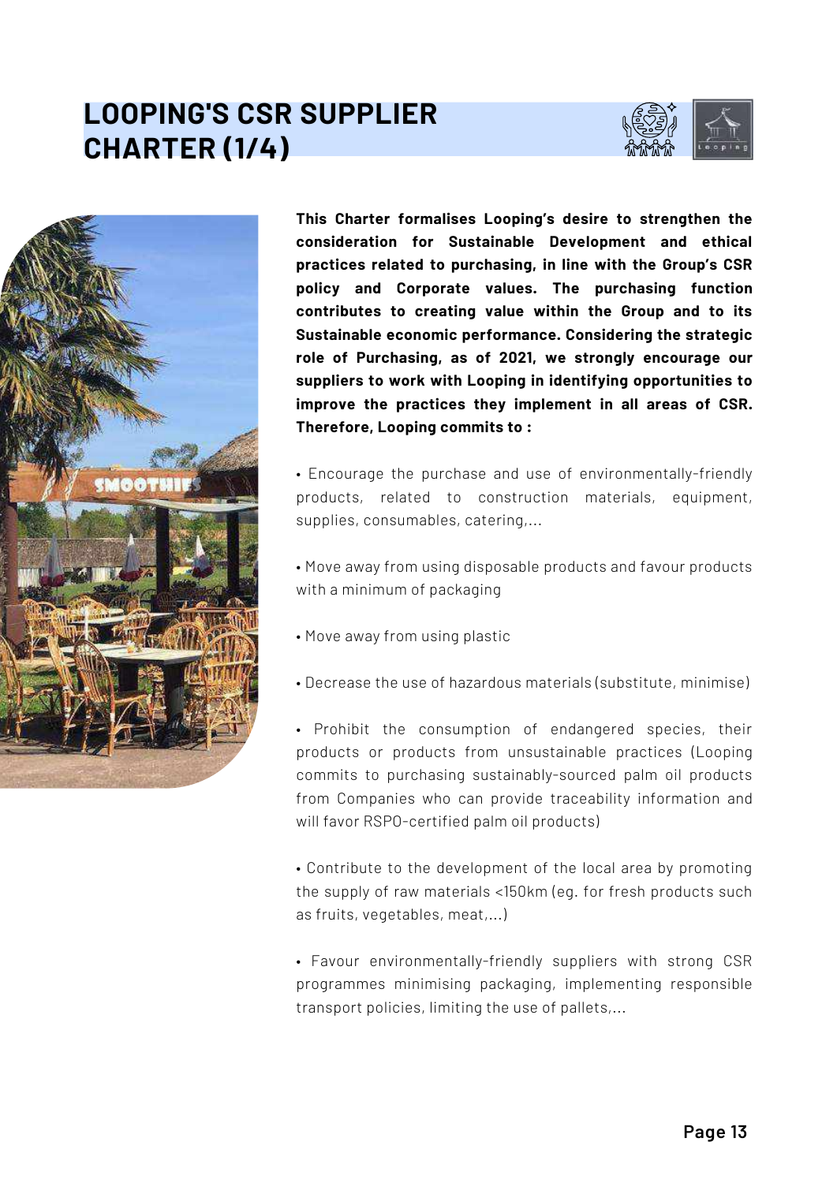# LOOPING'S CSR SUPPLIER CHARTER (1/4)

**This Charter formalises Looping's desire to strengthen the consideration for Sustainable Development and ethical practices related to purchasing, in line with the Group's CSR policy and Corporate values. The purchasing function contributes to creating value within the Group and to its Sustainable economic performance. Considering the strategic role of Purchasing, as of 2021, we strongly encourage our suppliers to work with Looping in identifying opportunities to improve the practices they implement in all areas of CSR. Therefore, Looping commits to :**

- Encourage the purchase and use of environmentally-friendly products, related to construction materials, equipment, supplies, consumables, catering,...

- Move away from using disposable products and favour products with a minimum of packaging

- Move away from using plastic

- Decrease the use of hazardous materials (substitute, minimise)

- Prohibit the consumption of endangered species, their products or products from unsustainable practices (Looping commits to purchasing sustainably-sourced palm oil products from Companies who can provide traceability information and will favor RSPO-certified palm oil products)

- Contribute to the development of the local area by promoting the supply of raw materials <150km (eg. for fresh products such as fruits, vegetables, meat,...)

- Favour environmentally-friendly suppliers with strong CSR programmes minimising packaging, implementing responsible transport policies, limiting the use of pallets,...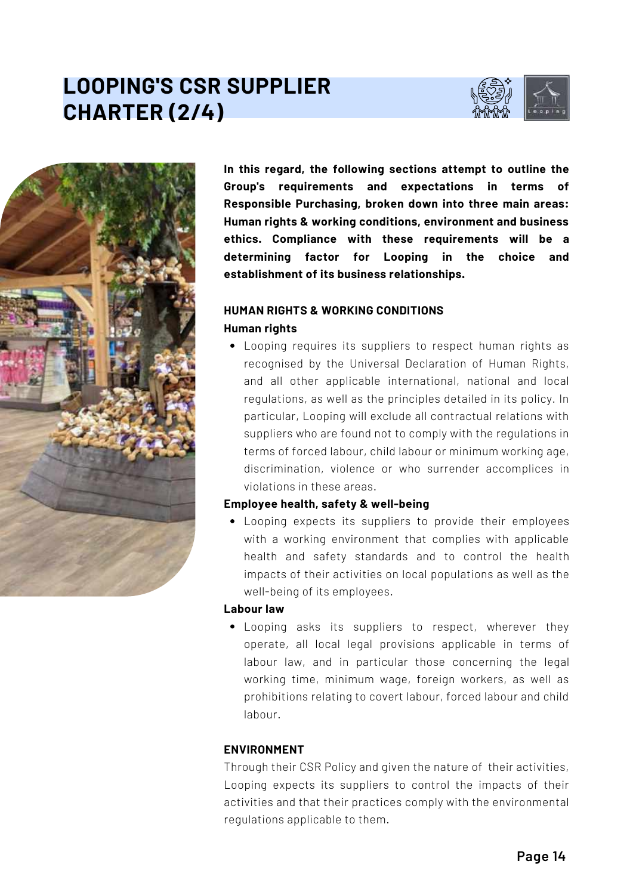# LOOPING'S CSR SUPPLIER CHARTER (2/4)

**In this regard, the following sections attempt to outline the Group's requirements and expectations in terms of Responsible Purchasing, broken down into three main areas: Human rights & working conditions, environment and business ethics. Compliance with these requirements will be a determining factor for Looping in the choice and establishment of its business relationships.**

## HUMAN RIGHTS & WORKING CONDITIONS

### Human rights

- Looping requires its suppliers to respect human rights as recognised by the Universal Declaration of Human Rights, and all other applicable international, national and local regulations, as well as the principles detailed in its policy. In particular, Looping will exclude all contractual relations with suppliers who are found not to comply with the regulations in terms of forced labour, child labour or minimum working age, discrimination, violence or who surrender accomplices in violations in these areas.

### Employee health, safety & well-being

- Looping expects its suppliers to provide their employees with a working environment that complies with applicable health and safety standards and to control the health impacts of their activities on local populations as well as the well-being of its employees.

### Labour law

- Looping asks its suppliers to respect, wherever they operate, all local legal provisions applicable in terms of labour law, and in particular those concerning the legal working time, minimum wage, foreign workers, as well as prohibitions relating to covert labour, forced labour and child labour.

## ENVIRONMENT

Through their CSR Policy and given the nature of their activities, Looping expects its suppliers to control the impacts of their activities and that their practices comply with the environmental regulations applicable to them.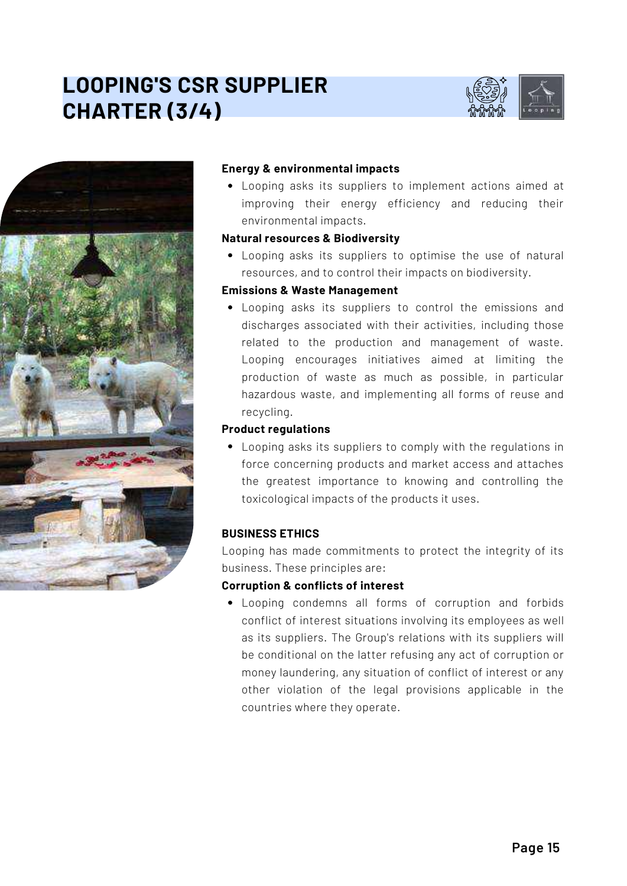# LOOPING'S CSR SUPPLIER CHARTER (3/4)

**Energy & environmental impacts**

- Looping asks its suppliers to implement actions aimed at improving their energy efficiency and reducing their environmental impacts.

**Natural resources & Biodiversity**

- Looping asks its suppliers to optimise the use of natural resources, and to control their impacts on biodiversity.

**Emissions & Waste Management**

- Looping asks its suppliers to control the emissions and discharges associated with their activities, including those related to the production and management of waste. Looping encourages initiatives aimed at limiting the production of waste as much as possible, in particular hazardous waste, and implementing all forms of reuse and recycling.

**Product regulations**

- Looping asks its suppliers to comply with the regulations in force concerning products and market access and attaches the greatest importance to knowing and controlling the toxicological impacts of the products it uses.

**BUSINESS ETHICS**

Looping has made commitments to protect the integrity of its business. These principles are:

**Corruption & conflicts of interest**

- Looping condemns all forms of corruption and forbids conflict of interest situations involving its employees as well as its suppliers. The Group's relations with its suppliers will be conditional on the latter refusing any act of corruption or money laundering, any situation of conflict of interest or any other violation of the legal provisions applicable in the countries where they operate.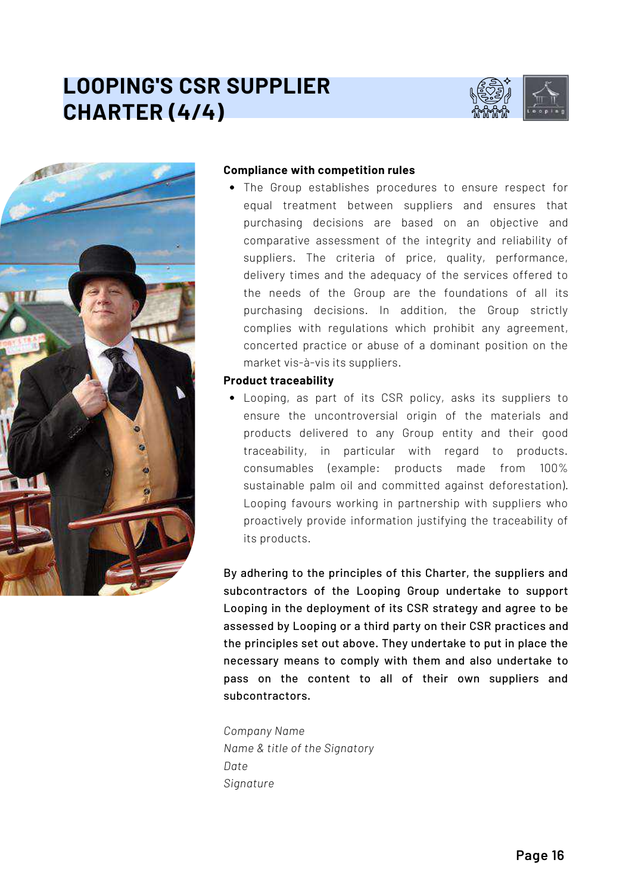# LOOPING'S CSR SUPPLIER CHARTER (4/4)

**Compliance with competition rules**

- The Group establishes procedures to ensure respect for equal treatment between suppliers and ensures that purchasing decisions are based on an objective and comparative assessment of the integrity and reliability of suppliers. The criteria of price, quality, performance, delivery times and the adequacy of the services offered to the needs of the Group are the foundations of all its purchasing decisions. In addition, the Group strictly complies with regulations which prohibit any agreement, concerted practice or abuse of a dominant position on the market vis-à-vis its suppliers.

**Product traceability**

- Looping, as part of its CSR policy, asks its suppliers to ensure the uncontroversial origin of the materials and products delivered to any Group entity and their good traceability, in particular with regard to products. consumables (example: products made from 100% sustainable palm oil and committed against deforestation). Looping favours working in partnership with suppliers who proactively provide information justifying the traceability of its products.

By adhering to the principles of this Charter, the suppliers and subcontractors of the Looping Group undertake to support Looping in the deployment of its CSR strategy and agree to be assessed by Looping or a third party on their CSR practices and the principles set out above. They undertake to put in place the necessary means to comply with them and also undertake to pass on the content to all of their own suppliers and subcontractors.

*Company Name*
*Name & title of the Signatory*
*Date*
*Signature*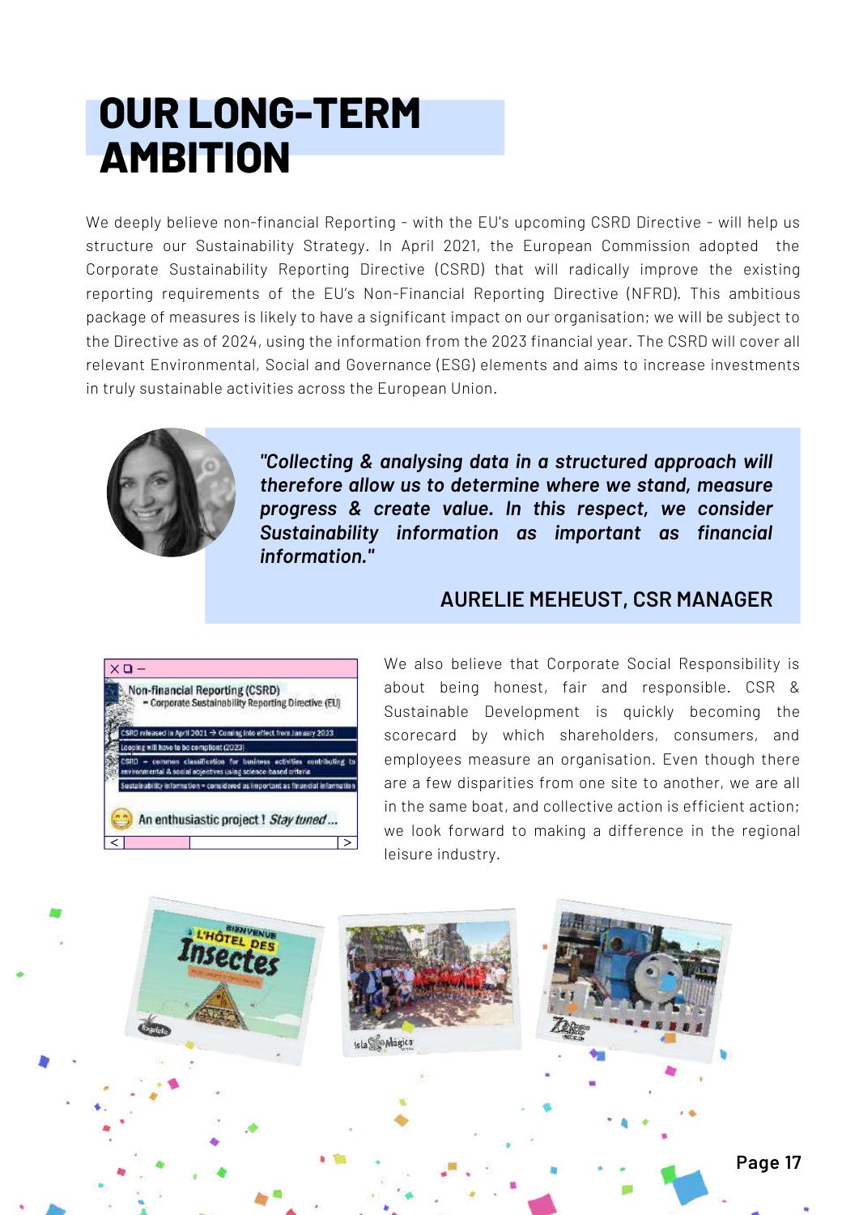# OUR LONG-TERM AMBITION

We deeply believe non-financial Reporting - with the EU's upcoming CSRD Directive - will help us structure our Sustainability Strategy. In April 2021, the European Commission adopted the Corporate Sustainability Reporting Directive (CSRD) that will radically improve the existing reporting requirements of the EU's Non-Financial Reporting Directive (NFRD). This ambitious package of measures is likely to have a significant impact on our organisation; we will be subject to the Directive as of 2024, using the information from the 2023 financial year. The CSRD will cover all relevant Environmental, Social and Governance (ESG) elements and aims to increase investments in truly sustainable activities across the European Union.

> ***"Collecting & analysing data in a structured approach will therefore allow us to determine where we stand, measure progress & create value. In this respect, we consider Sustainability information as important as financial information."***
>
> **AURELIE MEHEUST, CSR MANAGER**

Non-financial Reporting (CSRD)
- Corporate Sustainability Reporting Directive (EU)

CSRD released in April 2021 → Coming into effect from January 2023
Looping will have to be compliant (2023)
CSRD = common classification for business activities contributing to environmental & social objectives using science-based criteria
Sustainability information = considered as important as financial information

An enthusiastic project ! *Stay tuned ...*

We also believe that Corporate Social Responsibility is about being honest, fair and responsible. CSR & Sustainable Development is quickly becoming the scorecard by which shareholders, consumers, and employees measure an organisation. Even though there are a few disparities from one site to another, we are all in the same boat, and collective action is efficient action; we look forward to making a difference in the regional leisure industry.